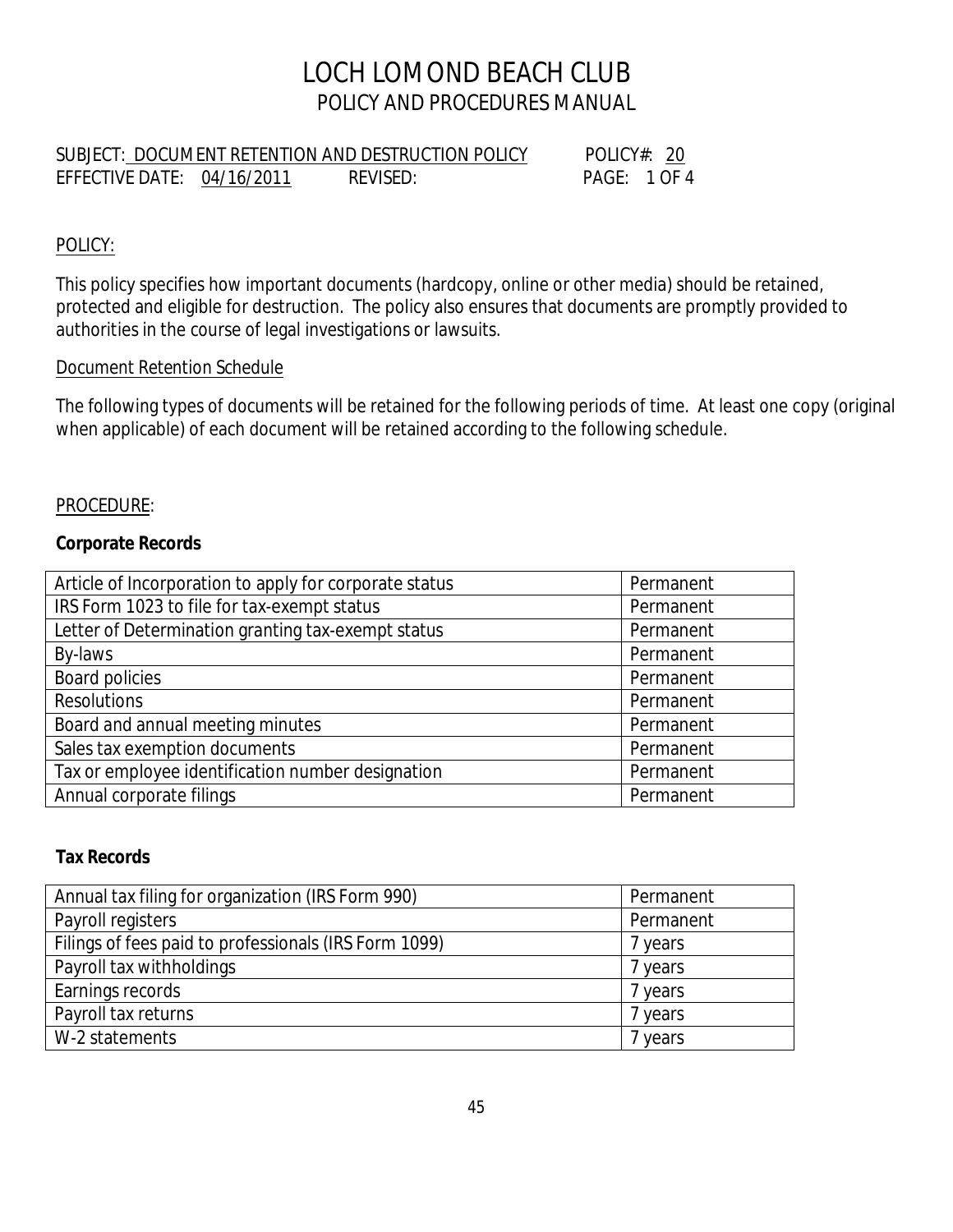# LOCH LOMOND BEACH CLUB

## POLICY AND PROCEDURES MANUAL

SUBJECT: DOCUMENT RETENTION AND DESTRUCTION POLICY POLICY#: 20
EFFECTIVE DATE: 04/16/2011 REVISED: PAGE: 1 OF 4

POLICY:

This policy specifies how important documents (hardcopy, online or other media) should be retained, protected and eligible for destruction. The policy also ensures that documents are promptly provided to authorities in the course of legal investigations or lawsuits.

Document Retention Schedule

The following types of documents will be retained for the following periods of time. At least one copy (original when applicable) of each document will be retained according to the following schedule.

PROCEDURE:

**Corporate Records**

| Document | Retention |
|---|---|
| Article of Incorporation to apply for corporate status | Permanent |
| IRS Form 1023 to file for tax-exempt status | Permanent |
| Letter of Determination granting tax-exempt status | Permanent |
| By-laws | Permanent |
| Board policies | Permanent |
| Resolutions | Permanent |
| Board and annual meeting minutes | Permanent |
| Sales tax exemption documents | Permanent |
| Tax or employee identification number designation | Permanent |
| Annual corporate filings | Permanent |

**Tax Records**

| Document | Retention |
|---|---|
| Annual tax filing for organization (IRS Form 990) | Permanent |
| Payroll registers | Permanent |
| Filings of fees paid to professionals (IRS Form 1099) | 7 years |
| Payroll tax withholdings | 7 years |
| Earnings records | 7 years |
| Payroll tax returns | 7 years |
| W-2 statements | 7 years |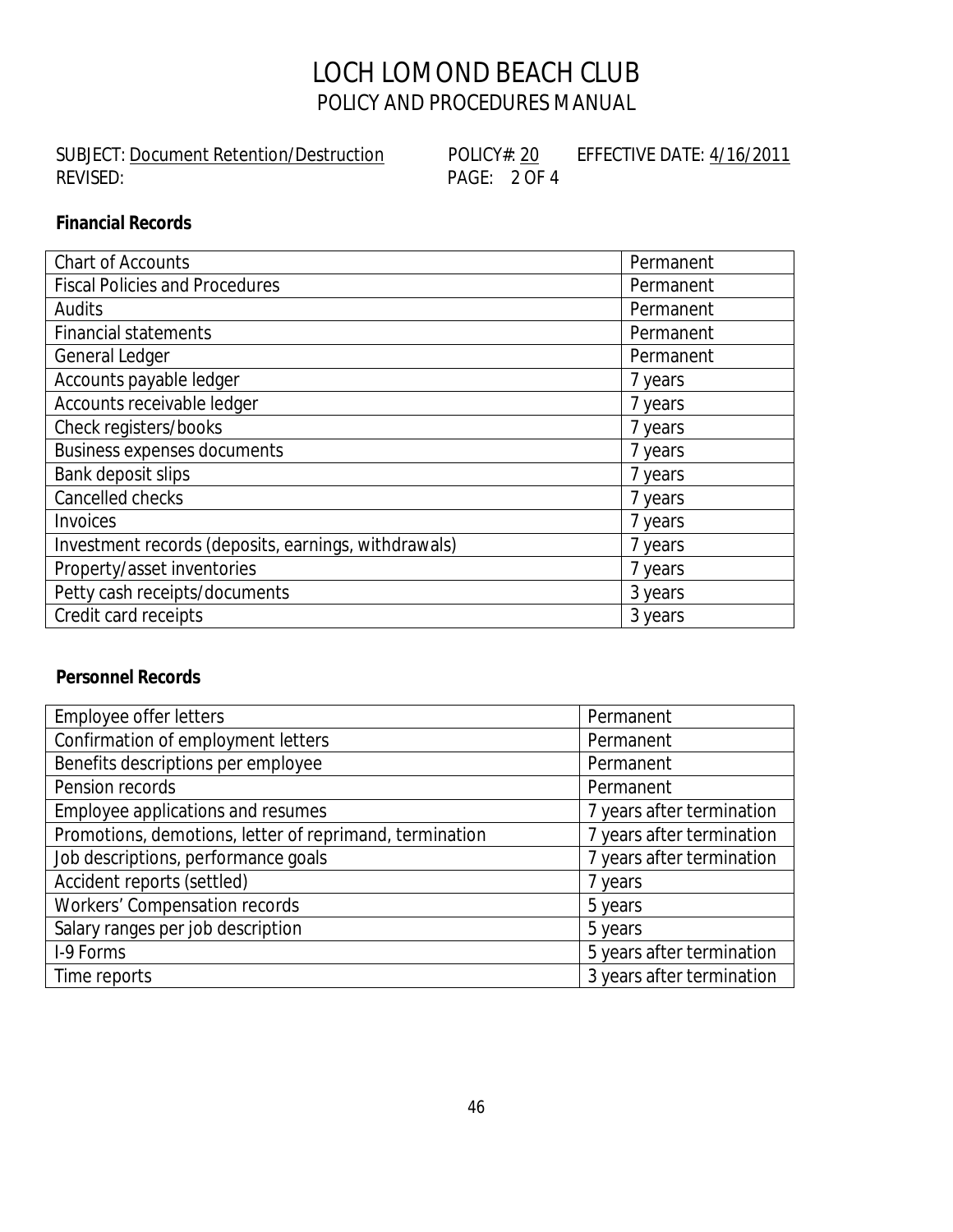# LOCH LOMOND BEACH CLUB
## POLICY AND PROCEDURES MANUAL

SUBJECT: Document Retention/Destruction POLICY#: 20 EFFECTIVE DATE: 4/16/2011
REVISED: PAGE: 2 OF 4

**Financial Records**

| Record | Retention |
|---|---|
| Chart of Accounts | Permanent |
| Fiscal Policies and Procedures | Permanent |
| Audits | Permanent |
| Financial statements | Permanent |
| General Ledger | Permanent |
| Accounts payable ledger | 7 years |
| Accounts receivable ledger | 7 years |
| Check registers/books | 7 years |
| Business expenses documents | 7 years |
| Bank deposit slips | 7 years |
| Cancelled checks | 7 years |
| Invoices | 7 years |
| Investment records (deposits, earnings, withdrawals) | 7 years |
| Property/asset inventories | 7 years |
| Petty cash receipts/documents | 3 years |
| Credit card receipts | 3 years |

**Personnel Records**

| Record | Retention |
|---|---|
| Employee offer letters | Permanent |
| Confirmation of employment letters | Permanent |
| Benefits descriptions per employee | Permanent |
| Pension records | Permanent |
| Employee applications and resumes | 7 years after termination |
| Promotions, demotions, letter of reprimand, termination | 7 years after termination |
| Job descriptions, performance goals | 7 years after termination |
| Accident reports (settled) | 7 years |
| Workers' Compensation records | 5 years |
| Salary ranges per job description | 5 years |
| I-9 Forms | 5 years after termination |
| Time reports | 3 years after termination |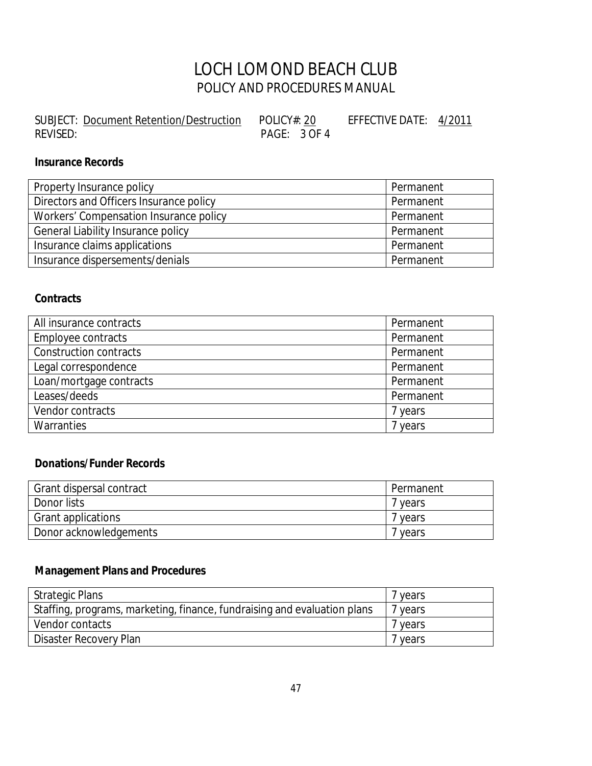# LOCH LOMOND BEACH CLUB

## POLICY AND PROCEDURES MANUAL

SUBJECT: Document Retention/Destruction POLICY#: 20 EFFECTIVE DATE: 4/2011
REVISED: PAGE: 3 OF 4

### Insurance Records

| | |
|---|---|
| Property Insurance policy | Permanent |
| Directors and Officers Insurance policy | Permanent |
| Workers' Compensation Insurance policy | Permanent |
| General Liability Insurance policy | Permanent |
| Insurance claims applications | Permanent |
| Insurance dispersements/denials | Permanent |

### Contracts

| | |
|---|---|
| All insurance contracts | Permanent |
| Employee contracts | Permanent |
| Construction contracts | Permanent |
| Legal correspondence | Permanent |
| Loan/mortgage contracts | Permanent |
| Leases/deeds | Permanent |
| Vendor contracts | 7 years |
| Warranties | 7 years |

### Donations/Funder Records

| | |
|---|---|
| Grant dispersal contract | Permanent |
| Donor lists | 7 years |
| Grant applications | 7 years |
| Donor acknowledgements | 7 years |

### Management Plans and Procedures

| | |
|---|---|
| Strategic Plans | 7 years |
| Staffing, programs, marketing, finance, fundraising and evaluation plans | 7 years |
| Vendor contacts | 7 years |
| Disaster Recovery Plan | 7 years |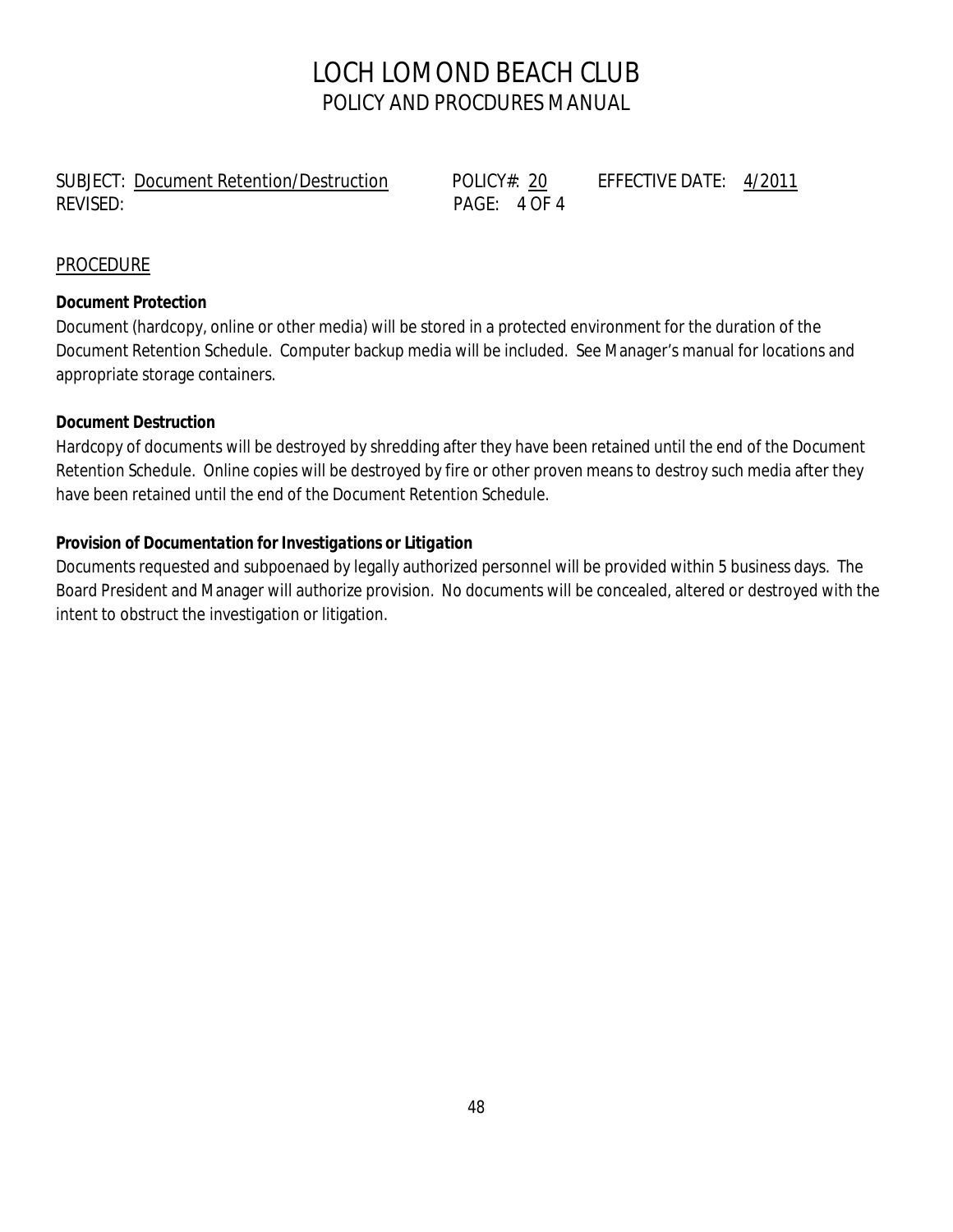# LOCH LOMOND BEACH CLUB

## POLICY AND PROCDURES MANUAL

SUBJECT: Document Retention/Destruction POLICY#: 20 EFFECTIVE DATE: 4/2011
REVISED: PAGE: 4 OF 4

PROCEDURE

**Document Protection**

Document (hardcopy, online or other media) will be stored in a protected environment for the duration of the Document Retention Schedule. Computer backup media will be included. See Manager's manual for locations and appropriate storage containers.

**Document Destruction**

Hardcopy of documents will be destroyed by shredding after they have been retained until the end of the Document Retention Schedule. Online copies will be destroyed by fire or other proven means to destroy such media after they have been retained until the end of the Document Retention Schedule.

***Provision of Documentation for Investigations or Litigation***

Documents requested and subpoenaed by legally authorized personnel will be provided within 5 business days. The Board President and Manager will authorize provision. No documents will be concealed, altered or destroyed with the intent to obstruct the investigation or litigation.